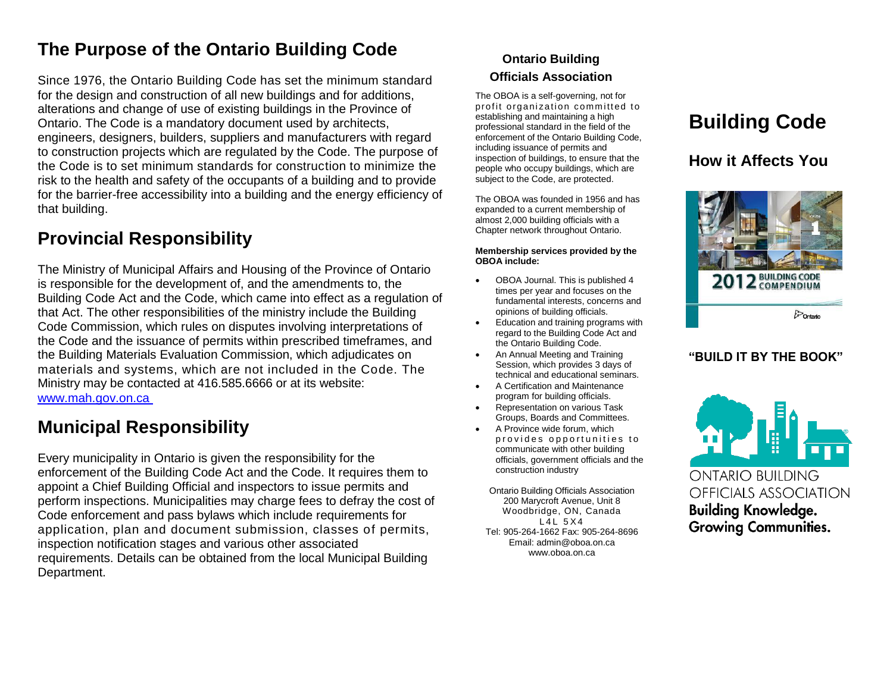## The Purpose of the Ontario Building Code

Since 1976, the Ontario Building Code has set the minimum standard for the design and construction of all new buildings and for additions, alterations and change of use of existing buildings in the Province of Ontario. The Code is a mandatory document used by architects, engineers, designers, builders, suppliers and manufacturers with regard to construction projects which are regulated by the Code. The purpose of the Code is to set minimum standards for construction to minimize the risk to the health and safety of the occupants of a building and to provide for the barrier-free accessibility into a building and the energy efficiency of that building.

## Provincial Responsibility

The Ministry of Municipal Affairs and Housing of the Province of Ontario is responsible for the development of, and the amendments to, the Building Code Act and the Code, which came into effect as a regulation of that Act. The other responsibilities of the ministry include the Building Code Commission, which rules on disputes involving interpretations of the Code and the issuance of permits within prescribed timeframes, and the Building Materials Evaluation Commission, which adjudicates on materials and systems, which are not included in the Code. The Ministry may be contacted at 416.585.6666 or at its website: www.mah.gov.on.ca

## Municipal Responsibility

Every municipality in Ontario is given the responsibility for the enforcement of the Building Code Act and the Code. It requires them to appoint a Chief Building Official and inspectors to issue permits and perform inspections. Municipalities may charge fees to defray the cost of Code enforcement and pass bylaws which include requirements for application, plan and document submission, classes of permits, inspection notification stages and various other associated requirements. Details can be obtained from the local Municipal Building Department.

### Ontario Building Officials Association

The OBOA is a self-governing, not for profit organization committed to establishing and maintaining a high professional standard in the field of the enforcement of the Ontario Building Code, including issuance of permits and inspection of buildings, to ensure that the people who occupy buildings, which are subject to the Code, are protected.

The OBOA was founded in 1956 and has expanded to a current membership of almost 2,000 building officials with a Chapter network throughout Ontario.

**Membership services provided by the OBOA include:**

- OBOA Journal. This is published 4 times per year and focuses on the fundamental interests, concerns and opinions of building officials.
- Education and training programs with regard to the Building Code Act and the Ontario Building Code.
- An Annual Meeting and Training Session, which provides 3 days of technical and educational seminars.
- A Certification and Maintenance program for building officials.
- Representation on various Task Groups, Boards and Committees.
- A Province wide forum, which provides opportunities to communicate with other building officials, government officials and the construction industry

Ontario Building Officials Association
200 Marycroft Avenue, Unit 8
Woodbridge, ON, Canada
L4L 5X4
Tel: 905-264-1662 Fax: 905-264-8696
Email: admin@oboa.on.ca
www.oboa.on.ca

# Building Code

## How it Affects You

2012 BUILDING CODE COMPENDIUM

Ontario

**"BUILD IT BY THE BOOK"**

ONTARIO BUILDING OFFICIALS ASSOCIATION
**Building Knowledge. Growing Communities.**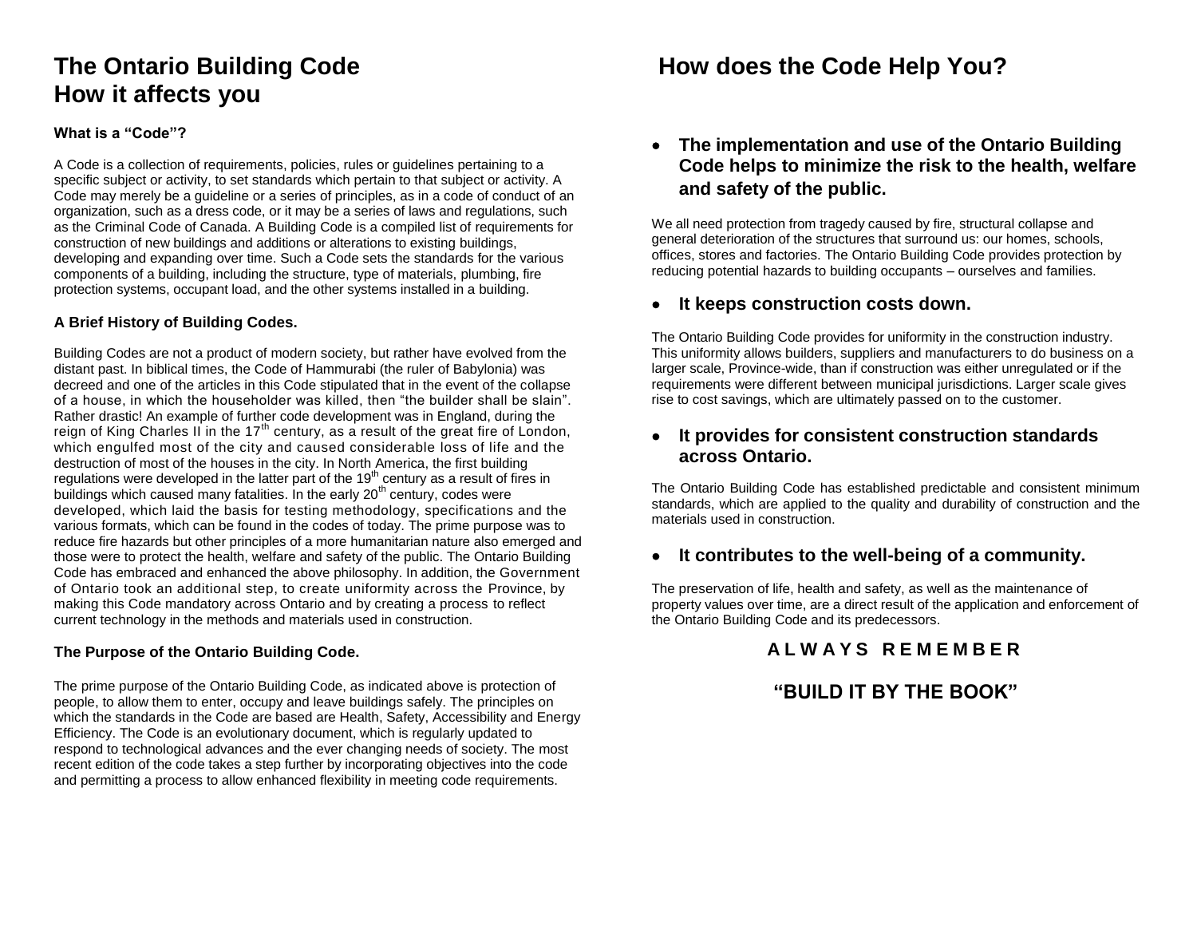# The Ontario Building Code
# How it affects you

### What is a "Code"?

A Code is a collection of requirements, policies, rules or guidelines pertaining to a specific subject or activity, to set standards which pertain to that subject or activity. A Code may merely be a guideline or a series of principles, as in a code of conduct of an organization, such as a dress code, or it may be a series of laws and regulations, such as the Criminal Code of Canada. A Building Code is a compiled list of requirements for construction of new buildings and additions or alterations to existing buildings, developing and expanding over time. Such a Code sets the standards for the various components of a building, including the structure, type of materials, plumbing, fire protection systems, occupant load, and the other systems installed in a building.

### A Brief History of Building Codes.

Building Codes are not a product of modern society, but rather have evolved from the distant past. In biblical times, the Code of Hammurabi (the ruler of Babylonia) was decreed and one of the articles in this Code stipulated that in the event of the collapse of a house, in which the householder was killed, then "the builder shall be slain". Rather drastic! An example of further code development was in England, during the reign of King Charles II in the 17th century, as a result of the great fire of London, which engulfed most of the city and caused considerable loss of life and the destruction of most of the houses in the city. In North America, the first building regulations were developed in the latter part of the 19th century as a result of fires in buildings which caused many fatalities. In the early 20th century, codes were developed, which laid the basis for testing methodology, specifications and the various formats, which can be found in the codes of today. The prime purpose was to reduce fire hazards but other principles of a more humanitarian nature also emerged and those were to protect the health, welfare and safety of the public. The Ontario Building Code has embraced and enhanced the above philosophy. In addition, the Government of Ontario took an additional step, to create uniformity across the Province, by making this Code mandatory across Ontario and by creating a process to reflect current technology in the methods and materials used in construction.

### The Purpose of the Ontario Building Code.

The prime purpose of the Ontario Building Code, as indicated above is protection of people, to allow them to enter, occupy and leave buildings safely. The principles on which the standards in the Code are based are Health, Safety, Accessibility and Energy Efficiency. The Code is an evolutionary document, which is regularly updated to respond to technological advances and the ever changing needs of society. The most recent edition of the code takes a step further by incorporating objectives into the code and permitting a process to allow enhanced flexibility in meeting code requirements.

# How does the Code Help You?

- **The implementation and use of the Ontario Building Code helps to minimize the risk to the health, welfare and safety of the public.**

We all need protection from tragedy caused by fire, structural collapse and general deterioration of the structures that surround us: our homes, schools, offices, stores and factories. The Ontario Building Code provides protection by reducing potential hazards to building occupants – ourselves and families.

- **It keeps construction costs down.**

The Ontario Building Code provides for uniformity in the construction industry. This uniformity allows builders, suppliers and manufacturers to do business on a larger scale, Province-wide, than if construction was either unregulated or if the requirements were different between municipal jurisdictions. Larger scale gives rise to cost savings, which are ultimately passed on to the customer.

- **It provides for consistent construction standards across Ontario.**

The Ontario Building Code has established predictable and consistent minimum standards, which are applied to the quality and durability of construction and the materials used in construction.

- **It contributes to the well-being of a community.**

The preservation of life, health and safety, as well as the maintenance of property values over time, are a direct result of the application and enforcement of the Ontario Building Code and its predecessors.

**ALWAYS REMEMBER**

**"BUILD IT BY THE BOOK"**